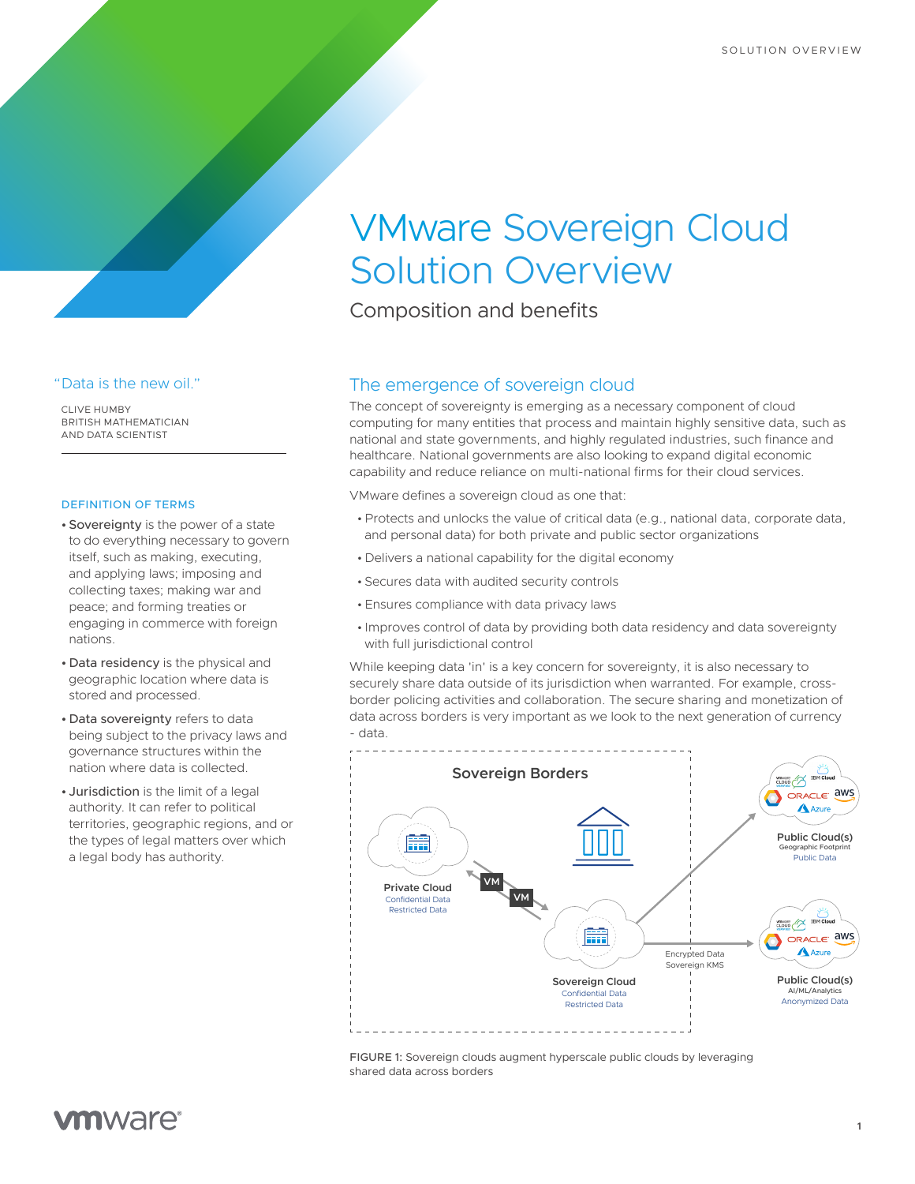# VMware Sovereign Cloud Solution Overview

Composition and benefits

"Data is the new oil."

CLIVE HUMBY
BRITISH MATHEMATICIAN
AND DATA SCIENTIST

## The emergence of sovereign cloud

The concept of sovereignty is emerging as a necessary component of cloud computing for many entities that process and maintain highly sensitive data, such as national and state governments, and highly regulated industries, such finance and healthcare. National governments are also looking to expand digital economic capability and reduce reliance on multi-national firms for their cloud services.

VMware defines a sovereign cloud as one that:

- Protects and unlocks the value of critical data (e.g., national data, corporate data, and personal data) for both private and public sector organizations
- Delivers a national capability for the digital economy
- Secures data with audited security controls
- Ensures compliance with data privacy laws
- Improves control of data by providing both data residency and data sovereignty with full jurisdictional control

While keeping data 'in' is a key concern for sovereignty, it is also necessary to securely share data outside of its jurisdiction when warranted. For example, cross-border policing activities and collaboration. The secure sharing and monetization of data across borders is very important as we look to the next generation of currency - data.

Sovereign Borders

Private Cloud
Confidential Data
Restricted Data

VM
VM

Sovereign Cloud
Confidential Data
Restricted Data

Encrypted Data
Sovereign KMS

Public Cloud(s)
Geographic Footprint
Public Data

Public Cloud(s)
AI/ML/Analytics
Anonymized Data

FIGURE 1: Sovereign clouds augment hyperscale public clouds by leveraging shared data across borders

### DEFINITION OF TERMS

- **Sovereignty** is the power of a state to do everything necessary to govern itself, such as making, executing, and applying laws; imposing and collecting taxes; making war and peace; and forming treaties or engaging in commerce with foreign nations.
- **Data residency** is the physical and geographic location where data is stored and processed.
- **Data sovereignty** refers to data being subject to the privacy laws and governance structures within the nation where data is collected.
- **Jurisdiction** is the limit of a legal authority. It can refer to political territories, geographic regions, and or the types of legal matters over which a legal body has authority.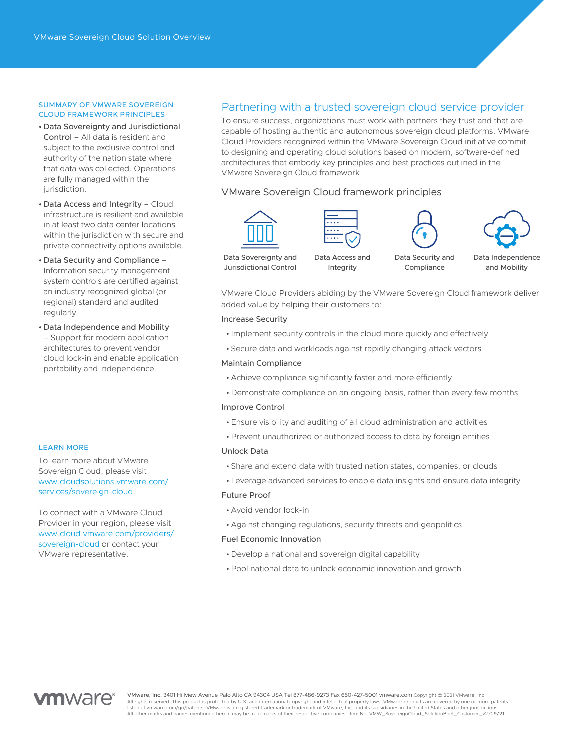## SUMMARY OF VMWARE SOVEREIGN CLOUD FRAMEWORK PRINCIPLES

- Data Sovereignty and Jurisdictional Control – All data is resident and subject to the exclusive control and authority of the nation state where that data was collected. Operations are fully managed within the jurisdiction.
- Data Access and Integrity – Cloud infrastructure is resilient and available in at least two data center locations within the jurisdiction with secure and private connectivity options available.
- Data Security and Compliance – Information security management system controls are certified against an industry recognized global (or regional) standard and audited regularly.
- Data Independence and Mobility – Support for modern application architectures to prevent vendor cloud lock-in and enable application portability and independence.

## LEARN MORE

To learn more about VMware Sovereign Cloud, please visit www.cloudsolutions.vmware.com/services/sovereign-cloud.

To connect with a VMware Cloud Provider in your region, please visit www.cloud.vmware.com/providers/sovereign-cloud or contact your VMware representative.

## Partnering with a trusted sovereign cloud service provider

To ensure success, organizations must work with partners they trust and that are capable of hosting authentic and autonomous sovereign cloud platforms. VMware Cloud Providers recognized within the VMware Sovereign Cloud initiative commit to designing and operating cloud solutions based on modern, software-defined architectures that embody key principles and best practices outlined in the VMware Sovereign Cloud framework.

### VMware Sovereign Cloud framework principles

Data Sovereignty and Jurisdictional Control

Data Access and Integrity

Data Security and Compliance

Data Independence and Mobility

VMware Cloud Providers abiding by the VMware Sovereign Cloud framework deliver added value by helping their customers to:

**Increase Security**

- Implement security controls in the cloud more quickly and effectively
- Secure data and workloads against rapidly changing attack vectors

**Maintain Compliance**

- Achieve compliance significantly faster and more efficiently
- Demonstrate compliance on an ongoing basis, rather than every few months

**Improve Control**

- Ensure visibility and auditing of all cloud administration and activities
- Prevent unauthorized or authorized access to data by foreign entities

**Unlock Data**

- Share and extend data with trusted nation states, companies, or clouds
- Leverage advanced services to enable data insights and ensure data integrity

**Future Proof**

- Avoid vendor lock-in
- Against changing regulations, security threats and geopolitics

**Fuel Economic Innovation**

- Develop a national and sovereign digital capability
- Pool national data to unlock economic innovation and growth

VMware, Inc. 3401 Hillview Avenue Palo Alto CA 94304 USA Tel 877-486-9273 Fax 650-427-5001 vmware.com Copyright © 2021 VMware, Inc. All rights reserved. This product is protected by U.S. and international copyright and intellectual property laws. VMware products are covered by one or more patents listed at vmware.com/go/patents. VMware is a registered trademark or trademark of VMware, Inc. and its subsidiaries in the United States and other jurisdictions. All other marks and names mentioned herein may be trademarks of their respective companies. Item No: VMW_SovereignCloud_SolutionBrief_Customer_v2.0 9/21